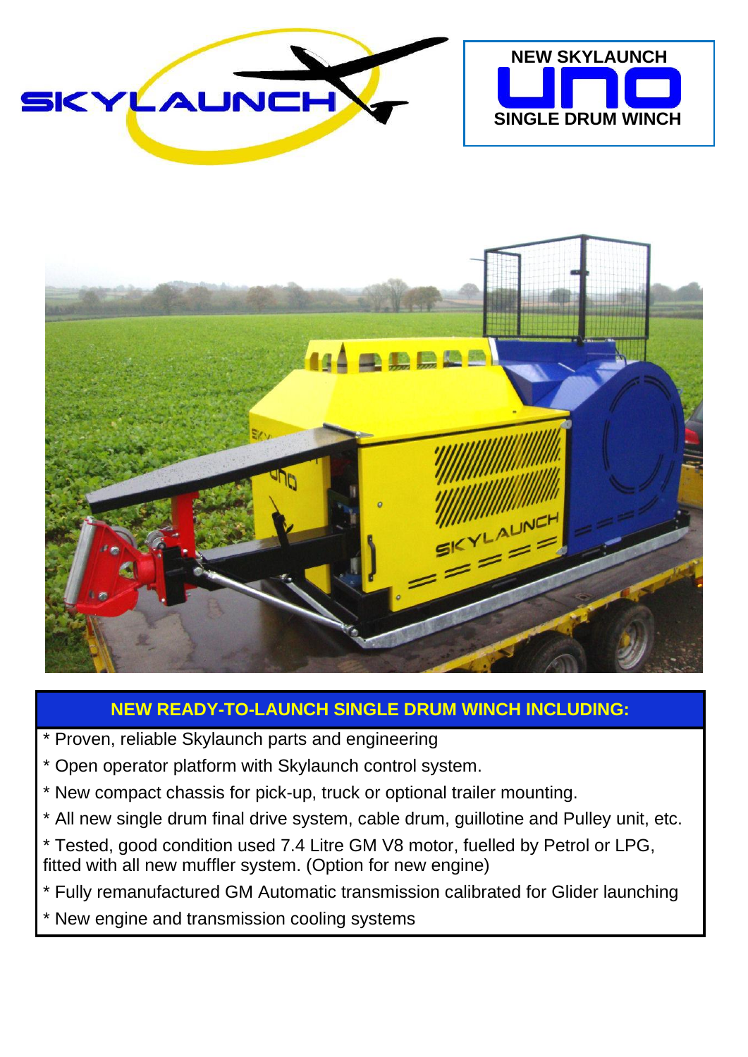SKYLAUNCH

**NEW SKYLAUNCH**

# UNO

**SINGLE DRUM WINCH**

## NEW READY-TO-LAUNCH SINGLE DRUM WINCH INCLUDING:

* Proven, reliable Skylaunch parts and engineering
* Open operator platform with Skylaunch control system.
* New compact chassis for pick-up, truck or optional trailer mounting.
* All new single drum final drive system, cable drum, guillotine and Pulley unit, etc.
* Tested, good condition used 7.4 Litre GM V8 motor, fuelled by Petrol or LPG, fitted with all new muffler system. (Option for new engine)
* Fully remanufactured GM Automatic transmission calibrated for Glider launching
* New engine and transmission cooling systems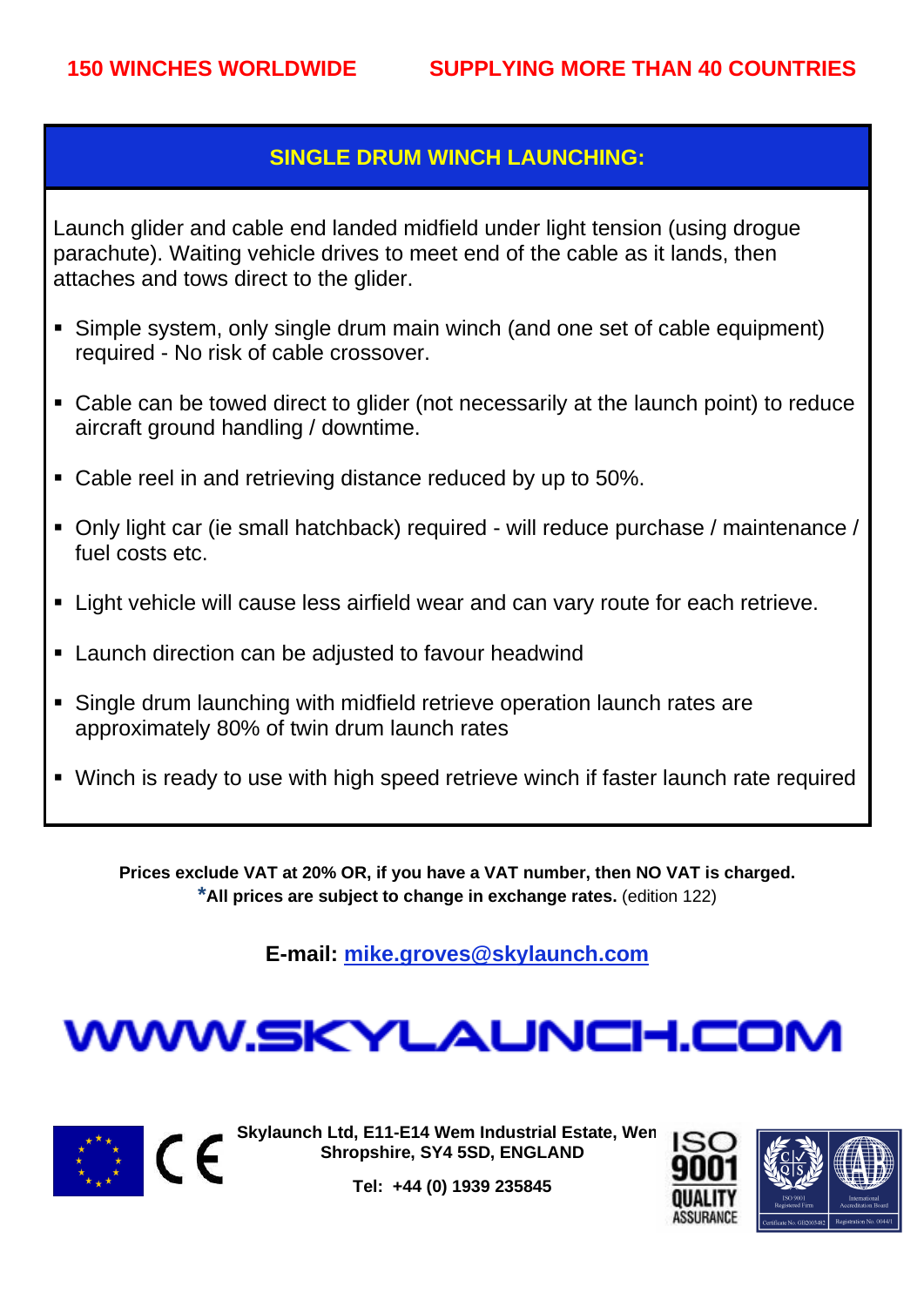**150 WINCHES WORLDWIDE** **SUPPLYING MORE THAN 40 COUNTRIES**

## SINGLE DRUM WINCH LAUNCHING:

Launch glider and cable end landed midfield under light tension (using drogue parachute). Waiting vehicle drives to meet end of the cable as it lands, then attaches and tows direct to the glider.

- Simple system, only single drum main winch (and one set of cable equipment) required - No risk of cable crossover.
- Cable can be towed direct to glider (not necessarily at the launch point) to reduce aircraft ground handling / downtime.
- Cable reel in and retrieving distance reduced by up to 50%.
- Only light car (ie small hatchback) required - will reduce purchase / maintenance / fuel costs etc.
- Light vehicle will cause less airfield wear and can vary route for each retrieve.
- Launch direction can be adjusted to favour headwind
- Single drum launching with midfield retrieve operation launch rates are approximately 80% of twin drum launch rates
- Winch is ready to use with high speed retrieve winch if faster launch rate required

**Prices exclude VAT at 20% OR, if you have a VAT number, then NO VAT is charged.**
***All prices are subject to change in exchange rates.** (edition 122)

**E-mail: [mike.groves@skylaunch.com](mailto:mike.groves@skylaunch.com)**

# WWW.SKYLAUNCH.COM

**Skylaunch Ltd, E11-E14 Wem Industrial Estate, Wem Shropshire, SY4 5SD, ENGLAND**

**Tel: +44 (0) 1939 235845**

ISO 9001 QUALITY ASSURANCE